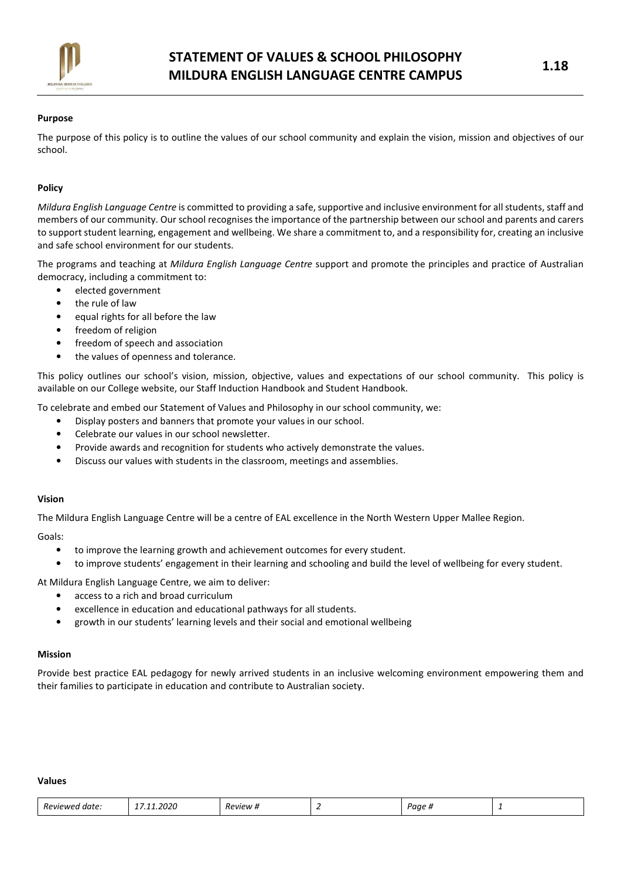# STATEMENT OF VALUES & SCHOOL PHILOSOPHY MILDURA ENGLISH LANGUAGE CENTRE CAMPUS

**1.18**

**Purpose**

The purpose of this policy is to outline the values of our school community and explain the vision, mission and objectives of our school.

**Policy**

*Mildura English Language Centre* is committed to providing a safe, supportive and inclusive environment for all students, staff and members of our community. Our school recognises the importance of the partnership between our school and parents and carers to support student learning, engagement and wellbeing. We share a commitment to, and a responsibility for, creating an inclusive and safe school environment for our students.

The programs and teaching at *Mildura English Language Centre* support and promote the principles and practice of Australian democracy, including a commitment to:

- elected government
- the rule of law
- equal rights for all before the law
- freedom of religion
- freedom of speech and association
- the values of openness and tolerance.

This policy outlines our school's vision, mission, objective, values and expectations of our school community. This policy is available on our College website, our Staff Induction Handbook and Student Handbook.

To celebrate and embed our Statement of Values and Philosophy in our school community, we:

- Display posters and banners that promote your values in our school.
- Celebrate our values in our school newsletter.
- Provide awards and recognition for students who actively demonstrate the values.
- Discuss our values with students in the classroom, meetings and assemblies.

**Vision**

The Mildura English Language Centre will be a centre of EAL excellence in the North Western Upper Mallee Region.

Goals:

- to improve the learning growth and achievement outcomes for every student.
- to improve students' engagement in their learning and schooling and build the level of wellbeing for every student.

At Mildura English Language Centre, we aim to deliver:

- access to a rich and broad curriculum
- excellence in education and educational pathways for all students.
- growth in our students' learning levels and their social and emotional wellbeing

**Mission**

Provide best practice EAL pedagogy for newly arrived students in an inclusive welcoming environment empowering them and their families to participate in education and contribute to Australian society.

**Values**

| *Reviewed date:* | *17.11.2020* | *Review #* | *2* | *Page #* | *1* |
|---|---|---|---|---|---|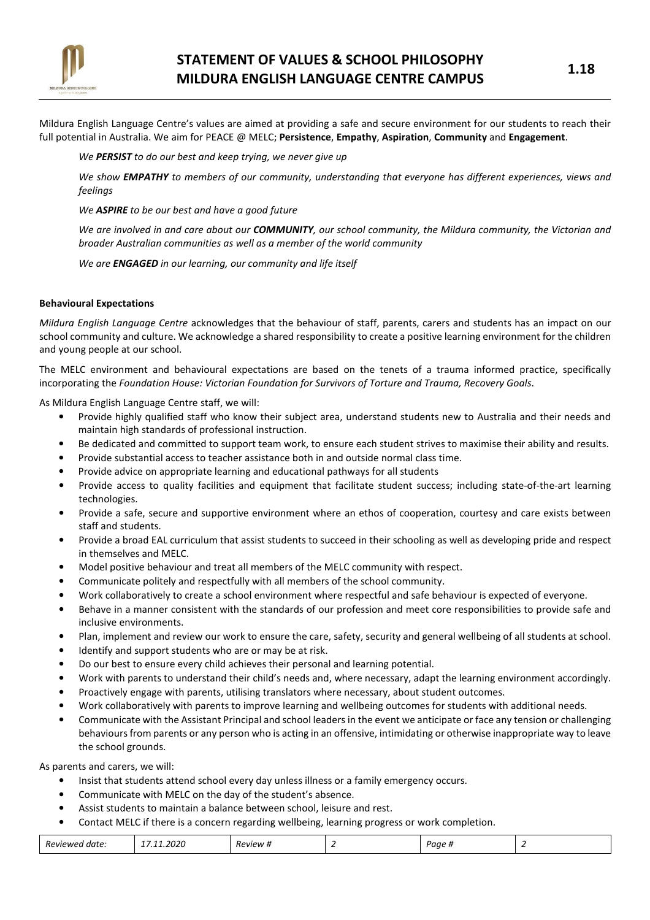# STATEMENT OF VALUES & SCHOOL PHILOSOPHY MILDURA ENGLISH LANGUAGE CENTRE CAMPUS

Mildura English Language Centre's values are aimed at providing a safe and secure environment for our students to reach their full potential in Australia. We aim for PEACE @ MELC; **Persistence**, **Empathy**, **Aspiration**, **Community** and **Engagement**.

*We **PERSIST** to do our best and keep trying, we never give up*

*We show **EMPATHY** to members of our community, understanding that everyone has different experiences, views and feelings*

*We **ASPIRE** to be our best and have a good future*

*We are involved in and care about our **COMMUNITY**, our school community, the Mildura community, the Victorian and broader Australian communities as well as a member of the world community*

*We are **ENGAGED** in our learning, our community and life itself*

**Behavioural Expectations**

*Mildura English Language Centre* acknowledges that the behaviour of staff, parents, carers and students has an impact on our school community and culture. We acknowledge a shared responsibility to create a positive learning environment for the children and young people at our school.

The MELC environment and behavioural expectations are based on the tenets of a trauma informed practice, specifically incorporating the *Foundation House: Victorian Foundation for Survivors of Torture and Trauma, Recovery Goals*.

As Mildura English Language Centre staff, we will:

- Provide highly qualified staff who know their subject area, understand students new to Australia and their needs and maintain high standards of professional instruction.
- Be dedicated and committed to support team work, to ensure each student strives to maximise their ability and results.
- Provide substantial access to teacher assistance both in and outside normal class time.
- Provide advice on appropriate learning and educational pathways for all students
- Provide access to quality facilities and equipment that facilitate student success; including state-of-the-art learning technologies.
- Provide a safe, secure and supportive environment where an ethos of cooperation, courtesy and care exists between staff and students.
- Provide a broad EAL curriculum that assist students to succeed in their schooling as well as developing pride and respect in themselves and MELC.
- Model positive behaviour and treat all members of the MELC community with respect.
- Communicate politely and respectfully with all members of the school community.
- Work collaboratively to create a school environment where respectful and safe behaviour is expected of everyone.
- Behave in a manner consistent with the standards of our profession and meet core responsibilities to provide safe and inclusive environments.
- Plan, implement and review our work to ensure the care, safety, security and general wellbeing of all students at school.
- Identify and support students who are or may be at risk.
- Do our best to ensure every child achieves their personal and learning potential.
- Work with parents to understand their child's needs and, where necessary, adapt the learning environment accordingly.
- Proactively engage with parents, utilising translators where necessary, about student outcomes.
- Work collaboratively with parents to improve learning and wellbeing outcomes for students with additional needs.
- Communicate with the Assistant Principal and school leaders in the event we anticipate or face any tension or challenging behaviours from parents or any person who is acting in an offensive, intimidating or otherwise inappropriate way to leave the school grounds.

As parents and carers, we will:

- Insist that students attend school every day unless illness or a family emergency occurs.
- Communicate with MELC on the day of the student's absence.
- Assist students to maintain a balance between school, leisure and rest.
- Contact MELC if there is a concern regarding wellbeing, learning progress or work completion.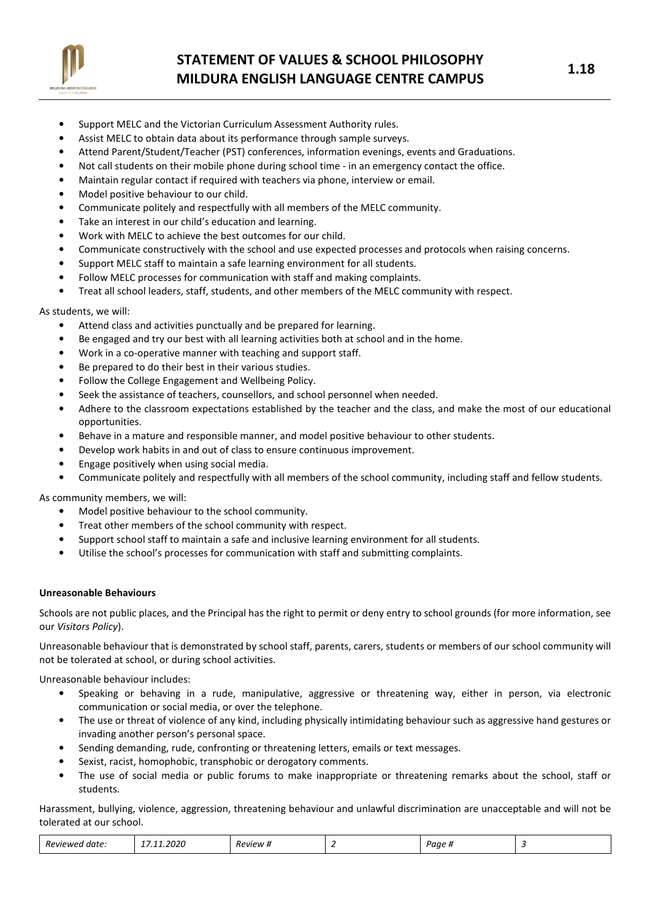- Support MELC and the Victorian Curriculum Assessment Authority rules.
- Assist MELC to obtain data about its performance through sample surveys.
- Attend Parent/Student/Teacher (PST) conferences, information evenings, events and Graduations.
- Not call students on their mobile phone during school time - in an emergency contact the office.
- Maintain regular contact if required with teachers via phone, interview or email.
- Model positive behaviour to our child.
- Communicate politely and respectfully with all members of the MELC community.
- Take an interest in our child's education and learning.
- Work with MELC to achieve the best outcomes for our child.
- Communicate constructively with the school and use expected processes and protocols when raising concerns.
- Support MELC staff to maintain a safe learning environment for all students.
- Follow MELC processes for communication with staff and making complaints.
- Treat all school leaders, staff, students, and other members of the MELC community with respect.

As students, we will:

- Attend class and activities punctually and be prepared for learning.
- Be engaged and try our best with all learning activities both at school and in the home.
- Work in a co-operative manner with teaching and support staff.
- Be prepared to do their best in their various studies.
- Follow the College Engagement and Wellbeing Policy.
- Seek the assistance of teachers, counsellors, and school personnel when needed.
- Adhere to the classroom expectations established by the teacher and the class, and make the most of our educational opportunities.
- Behave in a mature and responsible manner, and model positive behaviour to other students.
- Develop work habits in and out of class to ensure continuous improvement.
- Engage positively when using social media.
- Communicate politely and respectfully with all members of the school community, including staff and fellow students.

As community members, we will:

- Model positive behaviour to the school community.
- Treat other members of the school community with respect.
- Support school staff to maintain a safe and inclusive learning environment for all students.
- Utilise the school's processes for communication with staff and submitting complaints.

**Unreasonable Behaviours**

Schools are not public places, and the Principal has the right to permit or deny entry to school grounds (for more information, see our *Visitors Policy*).

Unreasonable behaviour that is demonstrated by school staff, parents, carers, students or members of our school community will not be tolerated at school, or during school activities.

Unreasonable behaviour includes:

- Speaking or behaving in a rude, manipulative, aggressive or threatening way, either in person, via electronic communication or social media, or over the telephone.
- The use or threat of violence of any kind, including physically intimidating behaviour such as aggressive hand gestures or invading another person's personal space.
- Sending demanding, rude, confronting or threatening letters, emails or text messages.
- Sexist, racist, homophobic, transphobic or derogatory comments.
- The use of social media or public forums to make inappropriate or threatening remarks about the school, staff or students.

Harassment, bullying, violence, aggression, threatening behaviour and unlawful discrimination are unacceptable and will not be tolerated at our school.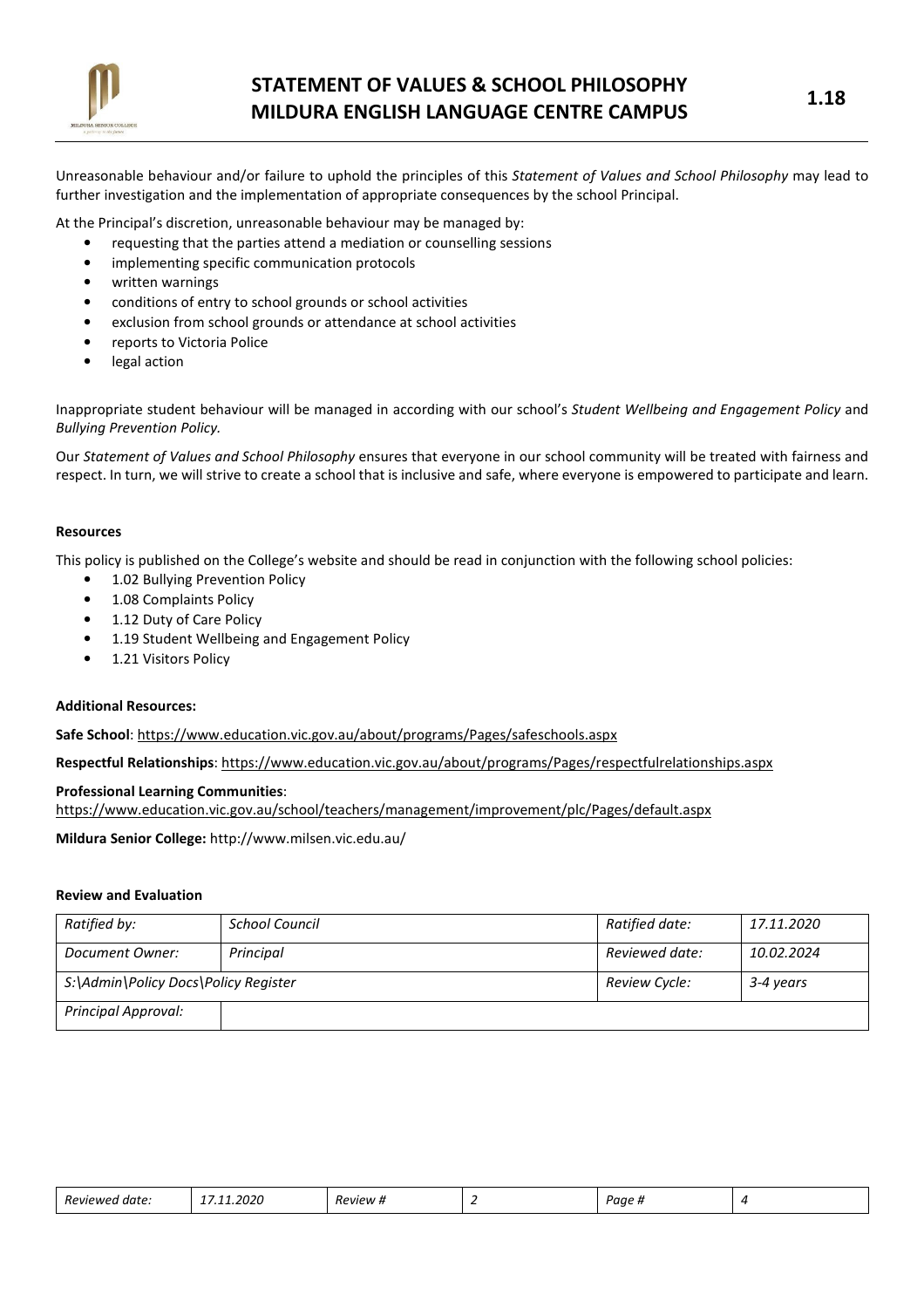Unreasonable behaviour and/or failure to uphold the principles of this *Statement of Values and School Philosophy* may lead to further investigation and the implementation of appropriate consequences by the school Principal.

At the Principal's discretion, unreasonable behaviour may be managed by:

- requesting that the parties attend a mediation or counselling sessions
- implementing specific communication protocols
- written warnings
- conditions of entry to school grounds or school activities
- exclusion from school grounds or attendance at school activities
- reports to Victoria Police
- legal action

Inappropriate student behaviour will be managed in according with our school's *Student Wellbeing and Engagement Policy* and *Bullying Prevention Policy.*

Our *Statement of Values and School Philosophy* ensures that everyone in our school community will be treated with fairness and respect. In turn, we will strive to create a school that is inclusive and safe, where everyone is empowered to participate and learn.

**Resources**

This policy is published on the College's website and should be read in conjunction with the following school policies:

- 1.02 Bullying Prevention Policy
- 1.08 Complaints Policy
- 1.12 Duty of Care Policy
- 1.19 Student Wellbeing and Engagement Policy
- 1.21 Visitors Policy

**Additional Resources:**

**Safe School**: https://www.education.vic.gov.au/about/programs/Pages/safeschools.aspx

**Respectful Relationships**: https://www.education.vic.gov.au/about/programs/Pages/respectfulrelationships.aspx

**Professional Learning Communities**:
https://www.education.vic.gov.au/school/teachers/management/improvement/plc/Pages/default.aspx

**Mildura Senior College:** http://www.milsen.vic.edu.au/

**Review and Evaluation**

| | | | |
|---|---|---|---|
| *Ratified by:* | *School Council* | *Ratified date:* | *17.11.2020* |
| *Document Owner:* | *Principal* | *Reviewed date:* | *10.02.2024* |
| *S:\Admin\Policy Docs\Policy Register* | | *Review Cycle:* | *3-4 years* |
| *Principal Approval:* | | | |